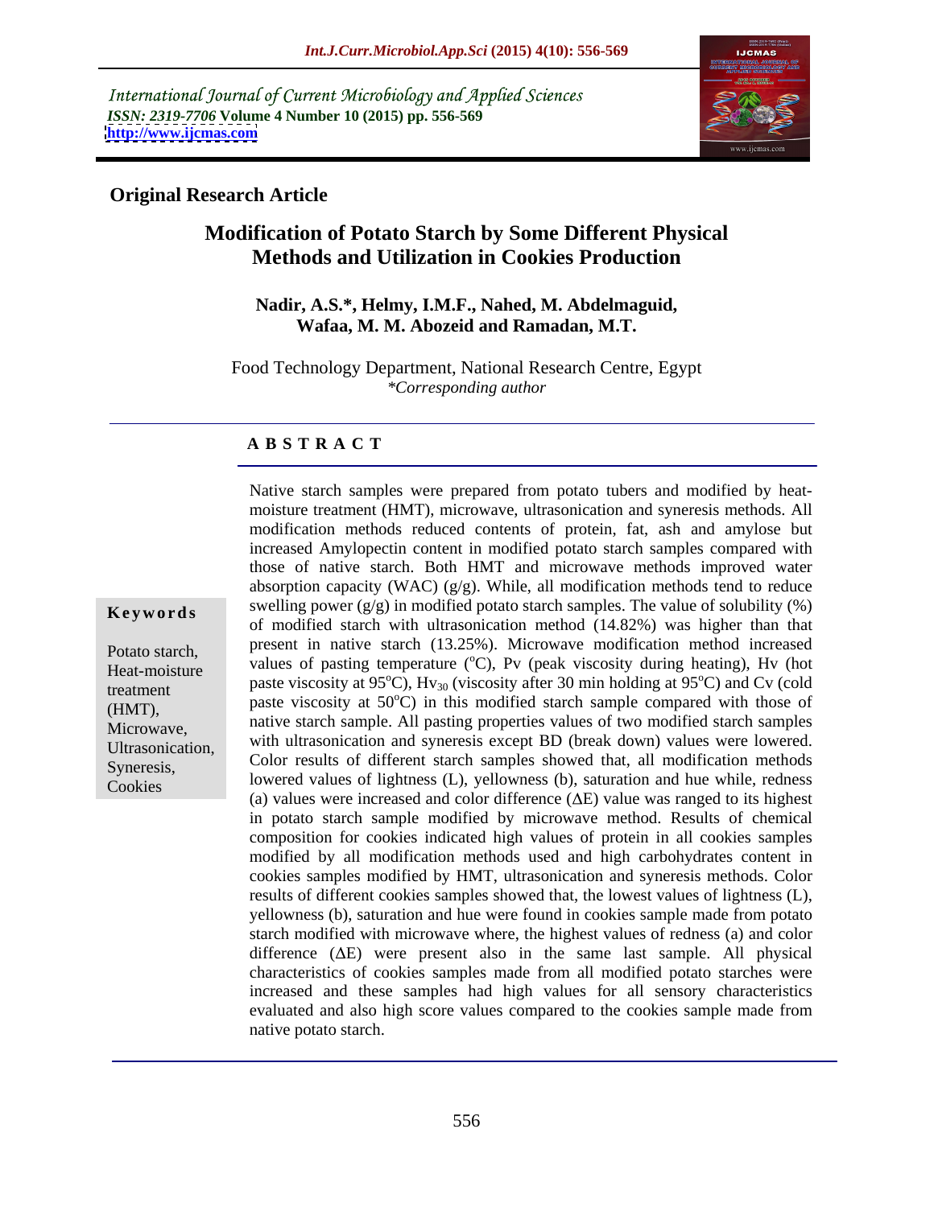International Journal of Current Microbiology and Applied Sciences
*ISSN: 2319-7706* **Volume 4 Number 10 (2015) pp. 556-569**
**http://www.ijcmas.com**

## Original Research Article

# Modification of Potato Starch by Some Different Physical Methods and Utilization in Cookies Production

**Nadir, A.S.\*, Helmy, I.M.F., Nahed, M. Abdelmaguid, Wafaa, M. M. Abozeid and Ramadan, M.T.**

Food Technology Department, National Research Centre, Egypt
*\*Corresponding author*

## A B S T R A C T

**Keywords**

Potato starch, Heat-moisture treatment (HMT), Microwave, Ultrasonication, Syneresis, Cookies

Native starch samples were prepared from potato tubers and modified by heat-moisture treatment (HMT), microwave, ultrasonication and syneresis methods. All modification methods reduced contents of protein, fat, ash and amylose but increased Amylopectin content in modified potato starch samples compared with those of native starch. Both HMT and microwave methods improved water absorption capacity (WAC) (g/g). While, all modification methods tend to reduce swelling power (g/g) in modified potato starch samples. The value of solubility (%) of modified starch with ultrasonication method (14.82%) was higher than that present in native starch (13.25%). Microwave modification method increased values of pasting temperature ($^{o}$C), Pv (peak viscosity during heating), Hv (hot paste viscosity at 95$^{o}$C), $Hv_{30}$ (viscosity after 30 min holding at 95$^{o}$C) and Cv (cold paste viscosity at 50$^{o}$C) in this modified starch sample compared with those of native starch sample. All pasting properties values of two modified starch samples with ultrasonication and syneresis except BD (break down) values were lowered. Color results of different starch samples showed that, all modification methods lowered values of lightness (L), yellowness (b), saturation and hue while, redness (a) values were increased and color difference ($\Delta$E) value was ranged to its highest in potato starch sample modified by microwave method. Results of chemical composition for cookies indicated high values of protein in all cookies samples modified by all modification methods used and high carbohydrates content in cookies samples modified by HMT, ultrasonication and syneresis methods. Color results of different cookies samples showed that, the lowest values of lightness (L), yellowness (b), saturation and hue were found in cookies sample made from potato starch modified with microwave where, the highest values of redness (a) and color difference ($\Delta$E) were present also in the same last sample. All physical characteristics of cookies samples made from all modified potato starches were increased and these samples had high values for all sensory characteristics evaluated and also high score values compared to the cookies sample made from native potato starch.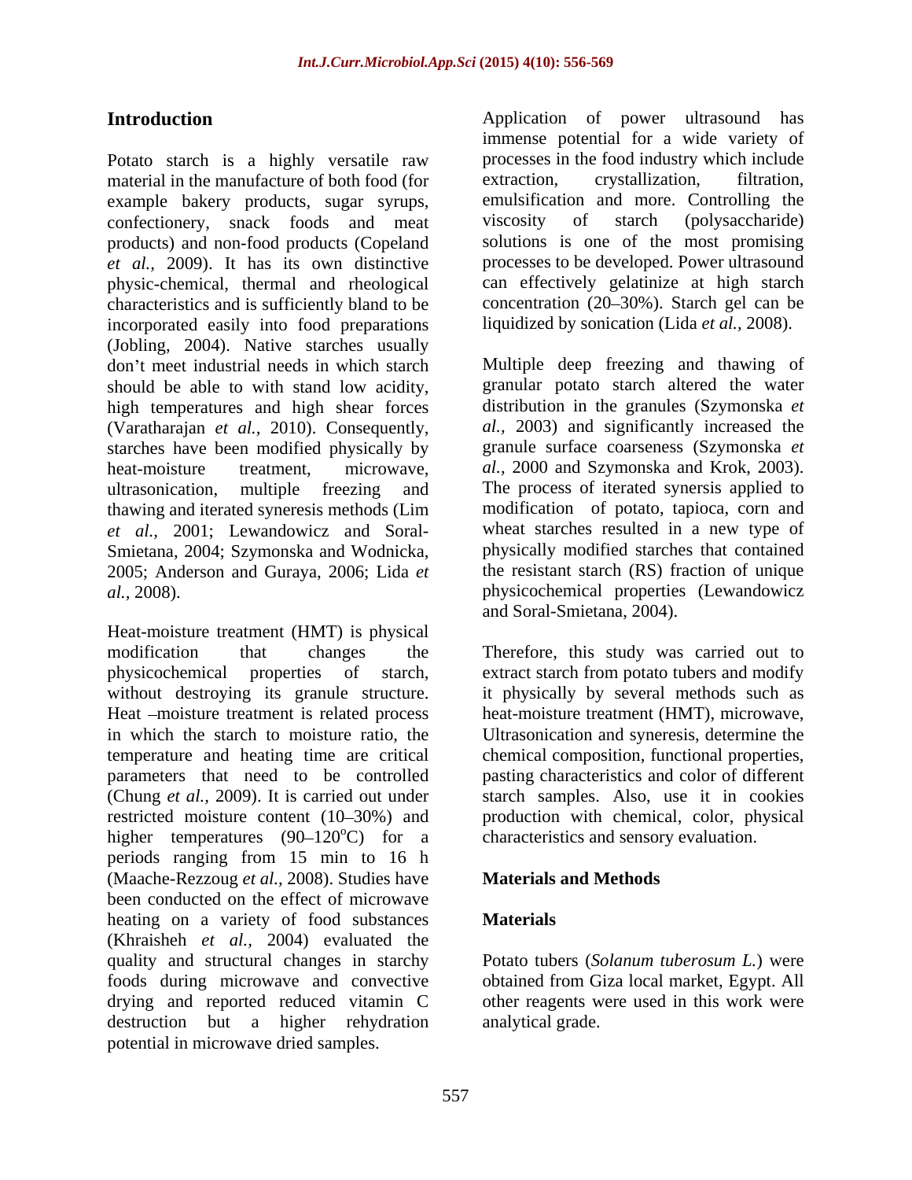## Introduction

Potato starch is a highly versatile raw material in the manufacture of both food (for example bakery products, sugar syrups, confectionery, snack foods and meat products) and non-food products (Copeland *et al.,* 2009). It has its own distinctive physic-chemical, thermal and rheological characteristics and is sufficiently bland to be incorporated easily into food preparations (Jobling, 2004). Native starches usually don't meet industrial needs in which starch should be able to with stand low acidity, high temperatures and high shear forces (Varatharajan *et al.,* 2010). Consequently, starches have been modified physically by heat-moisture treatment, microwave, ultrasonication, multiple freezing and thawing and iterated syneresis methods (Lim *et al.,* 2001; Lewandowicz and Soral-Smietana, 2004; Szymonska and Wodnicka, 2005; Anderson and Guraya, 2006; Lida *et al.,* 2008).

Heat-moisture treatment (HMT) is physical modification that changes the physicochemical properties of starch, without destroying its granule structure. Heat –moisture treatment is related process in which the starch to moisture ratio, the temperature and heating time are critical parameters that need to be controlled (Chung *et al.,* 2009). It is carried out under restricted moisture content (10–30%) and higher temperatures (90–120$^o$C) for a periods ranging from 15 min to 16 h (Maache-Rezzoug *et al.,* 2008). Studies have been conducted on the effect of microwave heating on a variety of food substances (Khraisheh *et al.,* 2004) evaluated the quality and structural changes in starchy foods during microwave and convective drying and reported reduced vitamin C destruction but a higher rehydration potential in microwave dried samples.

Application of power ultrasound has immense potential for a wide variety of processes in the food industry which include extraction, crystallization, filtration, emulsification and more. Controlling the viscosity of starch (polysaccharide) solutions is one of the most promising processes to be developed. Power ultrasound can effectively gelatinize at high starch concentration (20–30%). Starch gel can be liquidized by sonication (Lida *et al.,* 2008).

Multiple deep freezing and thawing of granular potato starch altered the water distribution in the granules (Szymonska *et al.,* 2003) and significantly increased the granule surface coarseness (Szymonska *et al.,* 2000 and Szymonska and Krok, 2003). The process of iterated synersis applied to modification of potato, tapioca, corn and wheat starches resulted in a new type of physically modified starches that contained the resistant starch (RS) fraction of unique physicochemical properties (Lewandowicz and Soral-Smietana, 2004).

Therefore, this study was carried out to extract starch from potato tubers and modify it physically by several methods such as heat-moisture treatment (HMT), microwave, Ultrasonication and syneresis, determine the chemical composition, functional properties, pasting characteristics and color of different starch samples. Also, use it in cookies production with chemical, color, physical characteristics and sensory evaluation.

## Materials and Methods

### Materials

Potato tubers (*Solanum tuberosum L.*) were obtained from Giza local market, Egypt. All other reagents were used in this work were analytical grade.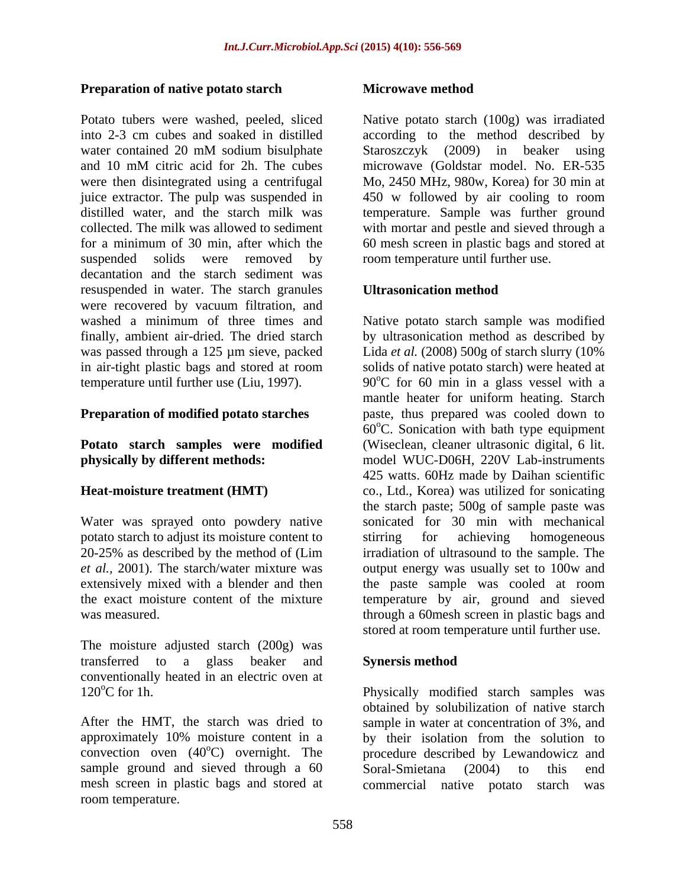## Preparation of native potato starch

Potato tubers were washed, peeled, sliced into 2-3 cm cubes and soaked in distilled water contained 20 mM sodium bisulphate and 10 mM citric acid for 2h. The cubes were then disintegrated using a centrifugal juice extractor. The pulp was suspended in distilled water, and the starch milk was collected. The milk was allowed to sediment for a minimum of 30 min, after which the suspended solids were removed by decantation and the starch sediment was resuspended in water. The starch granules were recovered by vacuum filtration, and washed a minimum of three times and finally, ambient air-dried. The dried starch was passed through a 125 µm sieve, packed in air-tight plastic bags and stored at room temperature until further use (Liu, 1997).

## Preparation of modified potato starches

**Potato starch samples were modified physically by different methods:**

### Heat-moisture treatment (HMT)

Water was sprayed onto powdery native potato starch to adjust its moisture content to 20-25% as described by the method of (Lim *et al.,* 2001). The starch/water mixture was extensively mixed with a blender and then the exact moisture content of the mixture was measured.

The moisture adjusted starch (200g) was transferred to a glass beaker and conventionally heated in an electric oven at 120°C for 1h.

After the HMT, the starch was dried to approximately 10% moisture content in a convection oven (40°C) overnight. The sample ground and sieved through a 60 mesh screen in plastic bags and stored at room temperature.

### Microwave method

Native potato starch (100g) was irradiated according to the method described by Staroszczyk (2009) in beaker using microwave (Goldstar model. No. ER-535 Mo, 2450 MHz, 980w, Korea) for 30 min at 450 w followed by air cooling to room temperature. Sample was further ground with mortar and pestle and sieved through a 60 mesh screen in plastic bags and stored at room temperature until further use.

### Ultrasonication method

Native potato starch sample was modified by ultrasonication method as described by Lida *et al.* (2008) 500g of starch slurry (10% solids of native potato starch) were heated at 90°C for 60 min in a glass vessel with a mantle heater for uniform heating. Starch paste, thus prepared was cooled down to 60°C. Sonication with bath type equipment (Wiseclean, cleaner ultrasonic digital, 6 lit. model WUC-D06H, 220V Lab-instruments 425 watts. 60Hz made by Daihan scientific co., Ltd., Korea) was utilized for sonicating the starch paste; 500g of sample paste was sonicated for 30 min with mechanical stirring for achieving homogeneous irradiation of ultrasound to the sample. The output energy was usually set to 100w and the paste sample was cooled at room temperature by air, ground and sieved through a 60mesh screen in plastic bags and stored at room temperature until further use.

### Synersis method

Physically modified starch samples was obtained by solubilization of native starch sample in water at concentration of 3%, and by their isolation from the solution to procedure described by Lewandowicz and Soral-Smietana (2004) to this end commercial native potato starch was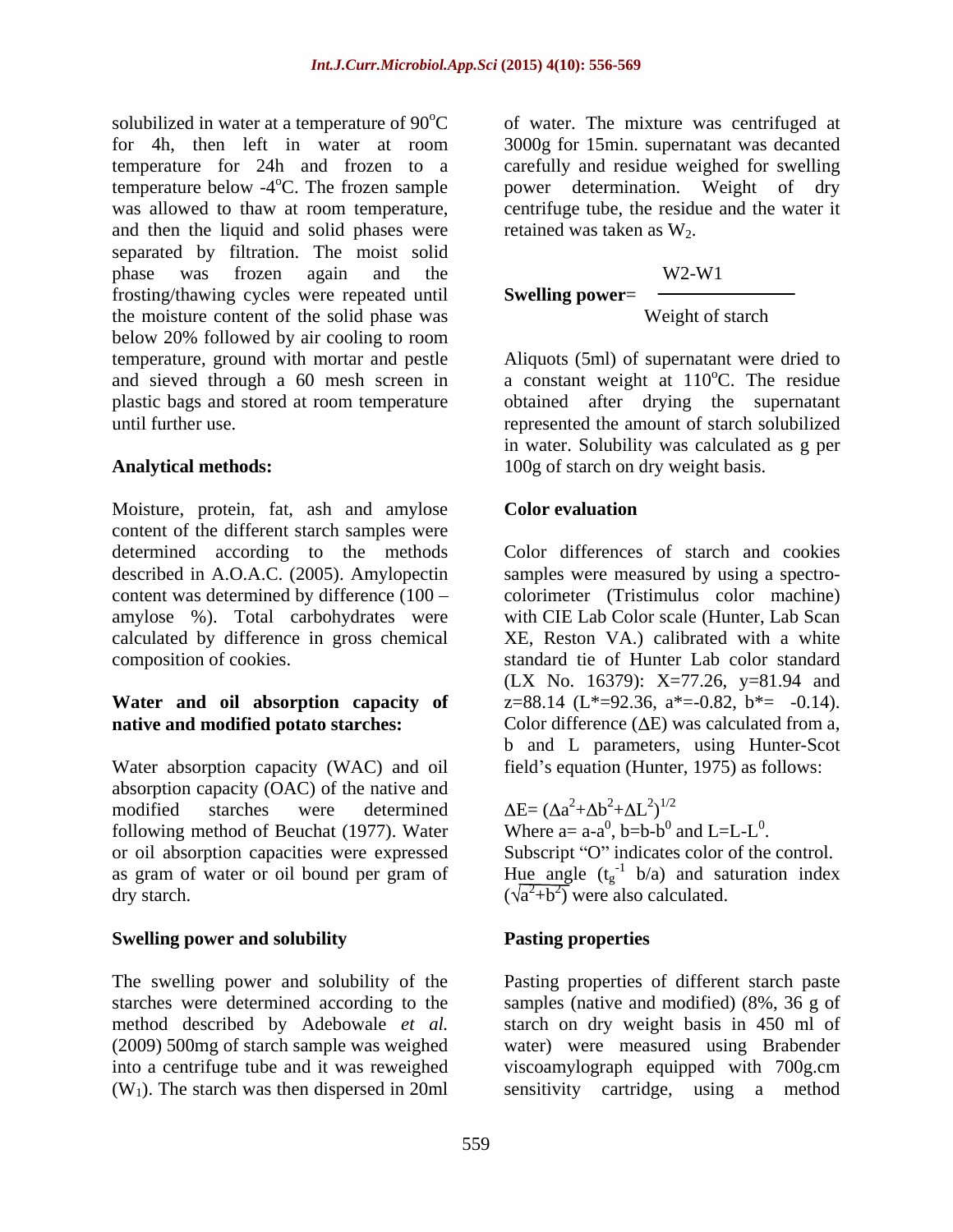solubilized in water at a temperature of 90°C for 4h, then left in water at room temperature for 24h and frozen to a temperature below -4°C. The frozen sample was allowed to thaw at room temperature, and then the liquid and solid phases were separated by filtration. The moist solid phase was frozen again and the frosting/thawing cycles were repeated until the moisture content of the solid phase was below 20% followed by air cooling to room temperature, ground with mortar and pestle and sieved through a 60 mesh screen in plastic bags and stored at room temperature until further use.

**Analytical methods:**

Moisture, protein, fat, ash and amylose content of the different starch samples were determined according to the methods described in A.O.A.C. (2005). Amylopectin content was determined by difference (100 – amylose %). Total carbohydrates were calculated by difference in gross chemical composition of cookies.

**Water and oil absorption capacity of native and modified potato starches:**

Water absorption capacity (WAC) and oil absorption capacity (OAC) of the native and modified starches were determined following method of Beuchat (1977). Water or oil absorption capacities were expressed as gram of water or oil bound per gram of dry starch.

**Swelling power and solubility**

The swelling power and solubility of the starches were determined according to the method described by Adebowale *et al.* (2009) 500mg of starch sample was weighed into a centrifuge tube and it was reweighed ($W_1$). The starch was then dispersed in 20ml of water. The mixture was centrifuged at 3000g for 15min. supernatant was decanted carefully and residue weighed for swelling power determination. Weight of dry centrifuge tube, the residue and the water it retained was taken as $W_2$.

$$\textbf{Swelling power} = \frac{W2-W1}{\text{Weight of starch}}$$

Aliquots (5ml) of supernatant were dried to a constant weight at 110°C. The residue obtained after drying the supernatant represented the amount of starch solubilized in water. Solubility was calculated as g per 100g of starch on dry weight basis.

**Color evaluation**

Color differences of starch and cookies samples were measured by using a spectro-colorimeter (Tristimulus color machine) with CIE Lab Color scale (Hunter, Lab Scan XE, Reston VA.) calibrated with a white standard tie of Hunter Lab color standard (LX No. 16379): X=77.26, y=81.94 and z=88.14 (L*=92.36, a*=-0.82, b*= -0.14). Color difference ($\Delta E$) was calculated from a, b and L parameters, using Hunter-Scot field's equation (Hunter, 1975) as follows:

$$\Delta E = (\Delta a^2 + \Delta b^2 + \Delta L^2)^{1/2}$$

Where $a = a - a^0$, $b = b - b^0$ and $L = L - L^0$.
Subscript "O" indicates color of the control.
Hue angle ($t_g^{-1}$ b/a) and saturation index ($\sqrt{a^2+b^2}$) were also calculated.

**Pasting properties**

Pasting properties of different starch paste samples (native and modified) (8%, 36 g of starch on dry weight basis in 450 ml of water) were measured using Brabender viscoamylograph equipped with 700g.cm sensitivity cartridge, using a method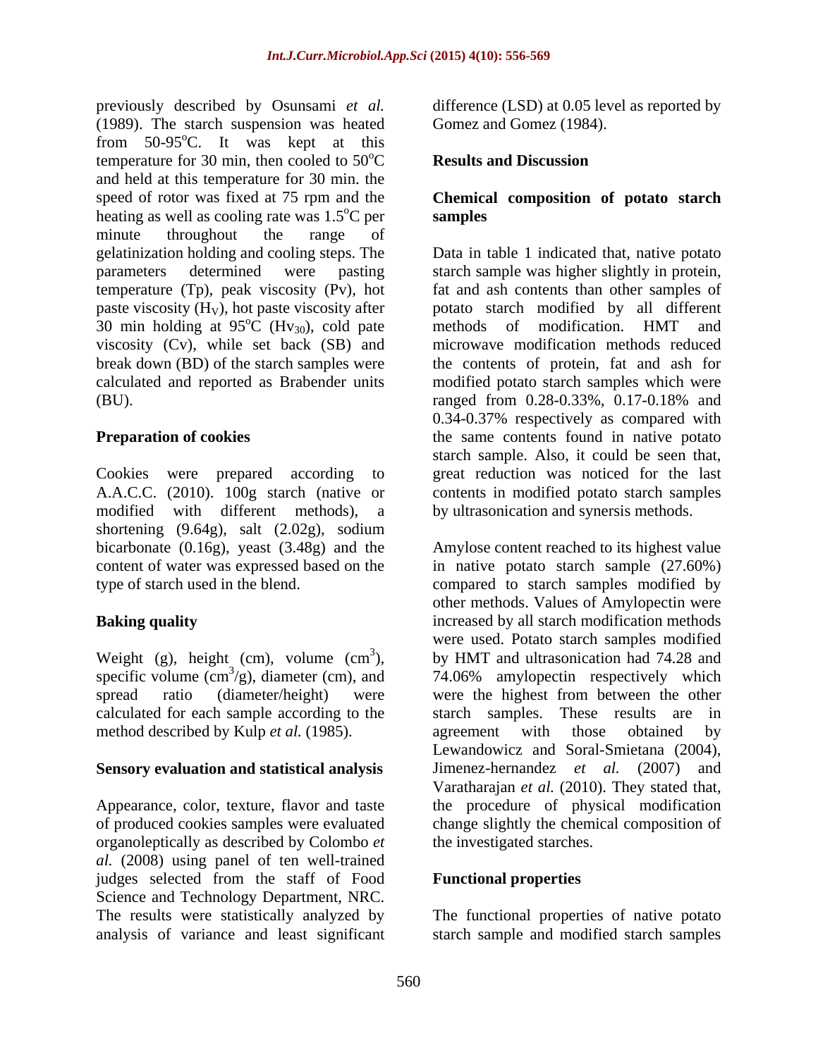previously described by Osunsami *et al.* (1989). The starch suspension was heated from 50-95°C. It was kept at this temperature for 30 min, then cooled to 50°C and held at this temperature for 30 min. the speed of rotor was fixed at 75 rpm and the heating as well as cooling rate was 1.5°C per minute throughout the range of gelatinization holding and cooling steps. The parameters determined were pasting temperature (Tp), peak viscosity (Pv), hot paste viscosity ($H_V$), hot paste viscosity after 30 min holding at 95°C ($Hv_{30}$), cold pate viscosity (Cv), while set back (SB) and break down (BD) of the starch samples were calculated and reported as Brabender units (BU).

### Preparation of cookies

Cookies were prepared according to A.A.C.C. (2010). 100g starch (native or modified with different methods), a shortening (9.64g), salt (2.02g), sodium bicarbonate (0.16g), yeast (3.48g) and the content of water was expressed based on the type of starch used in the blend.

### Baking quality

Weight (g), height (cm), volume ($cm^3$), specific volume ($cm^3$/g), diameter (cm), and spread ratio (diameter/height) were calculated for each sample according to the method described by Kulp *et al.* (1985).

### Sensory evaluation and statistical analysis

Appearance, color, texture, flavor and taste of produced cookies samples were evaluated organoleptically as described by Colombo *et al.* (2008) using panel of ten well-trained judges selected from the staff of Food Science and Technology Department, NRC. The results were statistically analyzed by analysis of variance and least significant difference (LSD) at 0.05 level as reported by Gomez and Gomez (1984).

## Results and Discussion

### Chemical composition of potato starch samples

Data in table 1 indicated that, native potato starch sample was higher slightly in protein, fat and ash contents than other samples of potato starch modified by all different methods of modification. HMT and microwave modification methods reduced the contents of protein, fat and ash for modified potato starch samples which were ranged from 0.28-0.33%, 0.17-0.18% and 0.34-0.37% respectively as compared with the same contents found in native potato starch sample. Also, it could be seen that, great reduction was noticed for the last contents in modified potato starch samples by ultrasonication and synersis methods.

Amylose content reached to its highest value in native potato starch sample (27.60%) compared to starch samples modified by other methods. Values of Amylopectin were increased by all starch modification methods were used. Potato starch samples modified by HMT and ultrasonication had 74.28 and 74.06% amylopectin respectively which were the highest from between the other starch samples. These results are in agreement with those obtained by Lewandowicz and Soral-Smietana (2004), Jimenez-hernandez *et al.* (2007) and Varatharajan *et al.* (2010). They stated that, the procedure of physical modification change slightly the chemical composition of the investigated starches.

### Functional properties

The functional properties of native potato starch sample and modified starch samples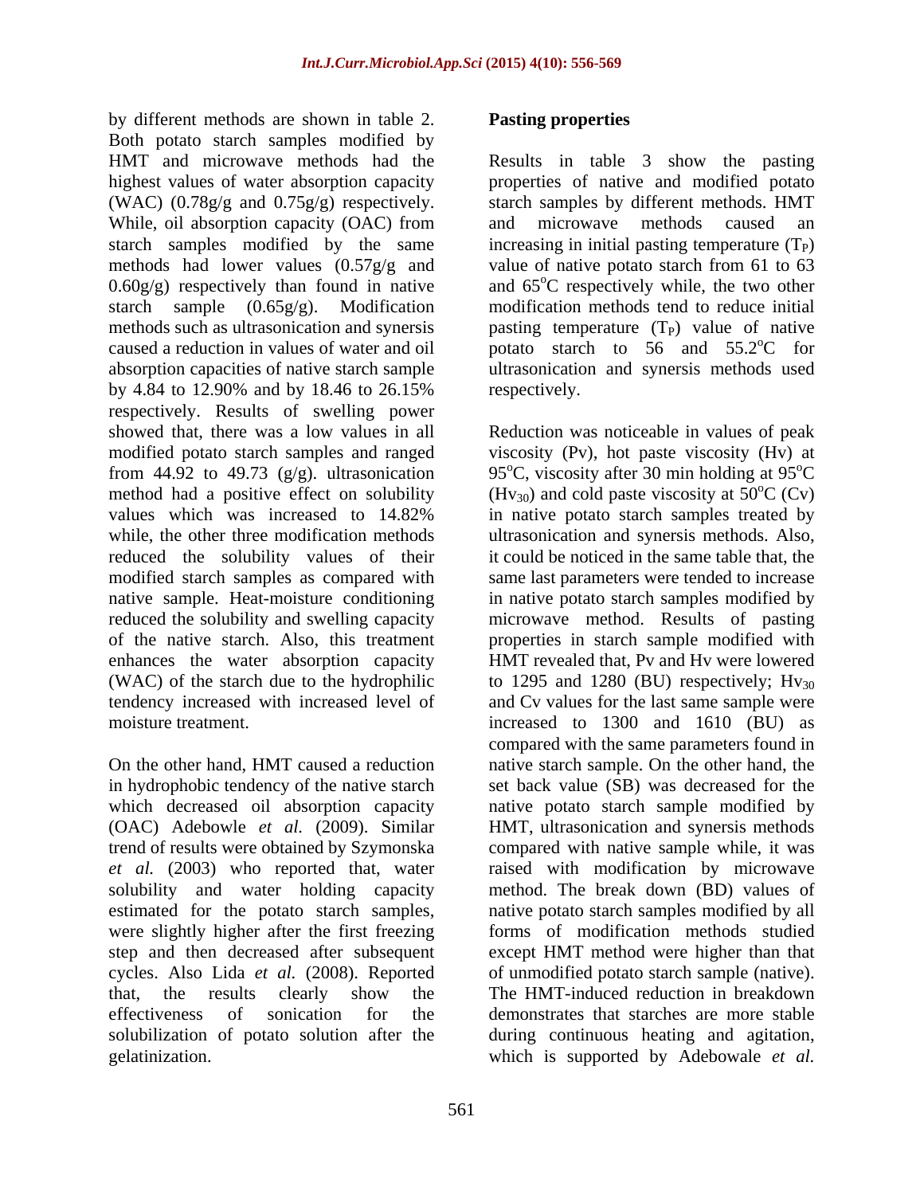by different methods are shown in table 2. Both potato starch samples modified by HMT and microwave methods had the highest values of water absorption capacity (WAC) (0.78g/g and 0.75g/g) respectively. While, oil absorption capacity (OAC) from starch samples modified by the same methods had lower values (0.57g/g and 0.60g/g) respectively than found in native starch sample (0.65g/g). Modification methods such as ultrasonication and synersis caused a reduction in values of water and oil absorption capacities of native starch sample by 4.84 to 12.90% and by 18.46 to 26.15% respectively. Results of swelling power showed that, there was a low values in all modified potato starch samples and ranged from 44.92 to 49.73 (g/g). ultrasonication method had a positive effect on solubility values which was increased to 14.82% while, the other three modification methods reduced the solubility values of their modified starch samples as compared with native sample. Heat-moisture conditioning reduced the solubility and swelling capacity of the native starch. Also, this treatment enhances the water absorption capacity (WAC) of the starch due to the hydrophilic tendency increased with increased level of moisture treatment.

On the other hand, HMT caused a reduction in hydrophobic tendency of the native starch which decreased oil absorption capacity (OAC) Adebowle *et al.* (2009). Similar trend of results were obtained by Szymonska *et al.* (2003) who reported that, water solubility and water holding capacity estimated for the potato starch samples, were slightly higher after the first freezing step and then decreased after subsequent cycles. Also Lida *et al.* (2008). Reported that, the results clearly show the effectiveness of sonication for the solubilization of potato solution after the gelatinization.

## Pasting properties

Results in table 3 show the pasting properties of native and modified potato starch samples by different methods. HMT and microwave methods caused an increasing in initial pasting temperature ($T_P$) value of native potato starch from 61 to 63 and 65°C respectively while, the two other modification methods tend to reduce initial pasting temperature ($T_P$) value of native potato starch to 56 and 55.2°C for ultrasonication and synersis methods used respectively.

Reduction was noticeable in values of peak viscosity (Pv), hot paste viscosity (Hv) at 95°C, viscosity after 30 min holding at 95°C ($Hv_{30}$) and cold paste viscosity at 50°C (Cv) in native potato starch samples treated by ultrasonication and synersis methods. Also, it could be noticed in the same table that, the same last parameters were tended to increase in native potato starch samples modified by microwave method. Results of pasting properties in starch sample modified with HMT revealed that, Pv and Hv were lowered to 1295 and 1280 (BU) respectively; $Hv_{30}$ and Cv values for the last same sample were increased to 1300 and 1610 (BU) as compared with the same parameters found in native starch sample. On the other hand, the set back value (SB) was decreased for the native potato starch sample modified by HMT, ultrasonication and synersis methods compared with native sample while, it was raised with modification by microwave method. The break down (BD) values of native potato starch samples modified by all forms of modification methods studied except HMT method were higher than that of unmodified potato starch sample (native). The HMT-induced reduction in breakdown demonstrates that starches are more stable during continuous heating and agitation, which is supported by Adebowale *et al.*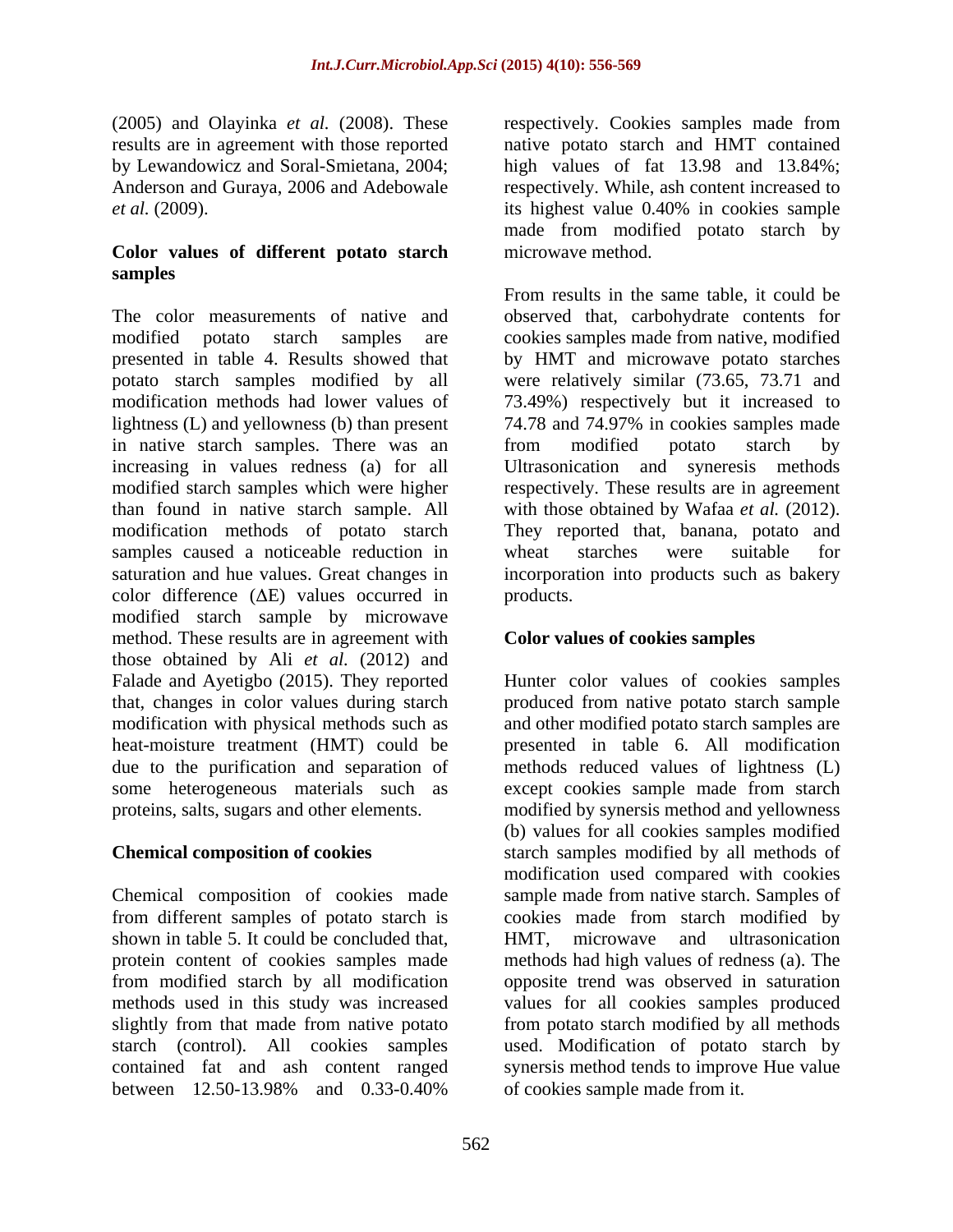(2005) and Olayinka *et al.* (2008). These results are in agreement with those reported by Lewandowicz and Soral-Smietana, 2004; Anderson and Guraya, 2006 and Adebowale *et al.* (2009).

## Color values of different potato starch samples

The color measurements of native and modified potato starch samples are presented in table 4. Results showed that potato starch samples modified by all modification methods had lower values of lightness (L) and yellowness (b) than present in native starch samples. There was an increasing in values redness (a) for all modified starch samples which were higher than found in native starch sample. All modification methods of potato starch samples caused a noticeable reduction in saturation and hue values. Great changes in color difference (ΔE) values occurred in modified starch sample by microwave method. These results are in agreement with those obtained by Ali *et al.* (2012) and Falade and Ayetigbo (2015). They reported that, changes in color values during starch modification with physical methods such as heat-moisture treatment (HMT) could be due to the purification and separation of some heterogeneous materials such as proteins, salts, sugars and other elements.

## Chemical composition of cookies

Chemical composition of cookies made from different samples of potato starch is shown in table 5. It could be concluded that, protein content of cookies samples made from modified starch by all modification methods used in this study was increased slightly from that made from native potato starch (control). All cookies samples contained fat and ash content ranged between 12.50-13.98% and 0.33-0.40% respectively. Cookies samples made from native potato starch and HMT contained high values of fat 13.98 and 13.84%; respectively. While, ash content increased to its highest value 0.40% in cookies sample made from modified potato starch by microwave method.

From results in the same table, it could be observed that, carbohydrate contents for cookies samples made from native, modified by HMT and microwave potato starches were relatively similar (73.65, 73.71 and 73.49%) respectively but it increased to 74.78 and 74.97% in cookies samples made from modified potato starch by Ultrasonication and syneresis methods respectively. These results are in agreement with those obtained by Wafaa *et al.* (2012). They reported that, banana, potato and wheat starches were suitable for incorporation into products such as bakery products.

## Color values of cookies samples

Hunter color values of cookies samples produced from native potato starch sample and other modified potato starch samples are presented in table 6. All modification methods reduced values of lightness (L) except cookies sample made from starch modified by synersis method and yellowness (b) values for all cookies samples modified starch samples modified by all methods of modification used compared with cookies sample made from native starch. Samples of cookies made from starch modified by HMT, microwave and ultrasonication methods had high values of redness (a). The opposite trend was observed in saturation values for all cookies samples produced from potato starch modified by all methods used. Modification of potato starch by synersis method tends to improve Hue value of cookies sample made from it.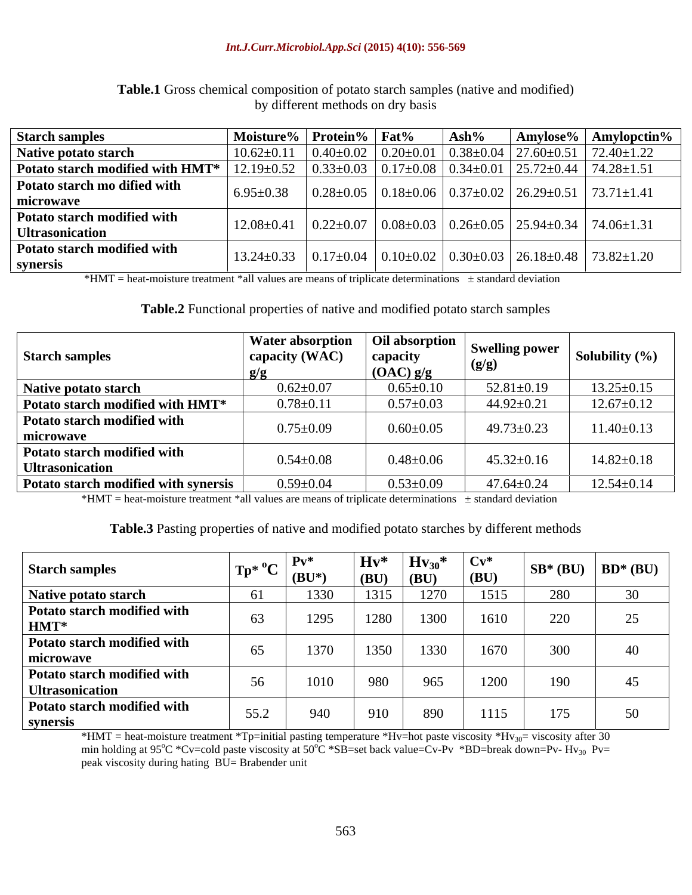**Table.1** Gross chemical composition of potato starch samples (native and modified) by different methods on dry basis

| Starch samples | Moisture% | Protein% | Fat% | Ash% | Amylose% | Amylopctin% |
|---|---|---|---|---|---|---|
| **Native potato starch** | 10.62±0.11 | 0.40±0.02 | 0.20±0.01 | 0.38±0.04 | 27.60±0.51 | 72.40±1.22 |
| **Potato starch modified with HMT*** | 12.19±0.52 | 0.33±0.03 | 0.17±0.08 | 0.34±0.01 | 25.72±0.44 | 74.28±1.51 |
| **Potato starch mo dified with microwave** | 6.95±0.38 | 0.28±0.05 | 0.18±0.06 | 0.37±0.02 | 26.29±0.51 | 73.71±1.41 |
| **Potato starch modified with Ultrasonication** | 12.08±0.41 | 0.22±0.07 | 0.08±0.03 | 0.26±0.05 | 25.94±0.34 | 74.06±1.31 |
| **Potato starch modified with synersis** | 13.24±0.33 | 0.17±0.04 | 0.10±0.02 | 0.30±0.03 | 26.18±0.48 | 73.82±1.20 |

*HMT = heat-moisture treatment *all values are means of triplicate determinations ± standard deviation

**Table.2** Functional properties of native and modified potato starch samples

| Starch samples | Water absorption capacity (WAC) g/g | Oil absorption capacity (OAC) g/g | Swelling power (g/g) | Solubility (%) |
|---|---|---|---|---|
| **Native potato starch** | 0.62±0.07 | 0.65±0.10 | 52.81±0.19 | 13.25±0.15 |
| **Potato starch modified with HMT*** | 0.78±0.11 | 0.57±0.03 | 44.92±0.21 | 12.67±0.12 |
| **Potato starch modified with microwave** | 0.75±0.09 | 0.60±0.05 | 49.73±0.23 | 11.40±0.13 |
| **Potato starch modified with Ultrasonication** | 0.54±0.08 | 0.48±0.06 | 45.32±0.16 | 14.82±0.18 |
| **Potato starch modified with synersis** | 0.59±0.04 | 0.53±0.09 | 47.64±0.24 | 12.54±0.14 |

*HMT = heat-moisture treatment *all values are means of triplicate determinations ± standard deviation

**Table.3** Pasting properties of native and modified potato starches by different methods

| Starch samples | Tp* °C | Pv* (BU*) | Hv* (BU) | $Hv_{30}$* (BU) | Cv* (BU) | SB* (BU) | BD* (BU) |
|---|---|---|---|---|---|---|---|
| **Native potato starch** | 61 | 1330 | 1315 | 1270 | 1515 | 280 | 30 |
| **Potato starch modified with HMT*** | 63 | 1295 | 1280 | 1300 | 1610 | 220 | 25 |
| **Potato starch modified with microwave** | 65 | 1370 | 1350 | 1330 | 1670 | 300 | 40 |
| **Potato starch modified with Ultrasonication** | 56 | 1010 | 980 | 965 | 1200 | 190 | 45 |
| **Potato starch modified with synersis** | 55.2 | 940 | 910 | 890 | 1115 | 175 | 50 |

*HMT = heat-moisture treatment *Tp=initial pasting temperature *Hv=hot paste viscosity *$Hv_{30}$= viscosity after 30 min holding at 95°C *Cv=cold paste viscosity at 50°C *SB=set back value=Cv-Pv *BD=break down=Pv- $Hv_{30}$ Pv= peak viscosity during hating BU= Brabender unit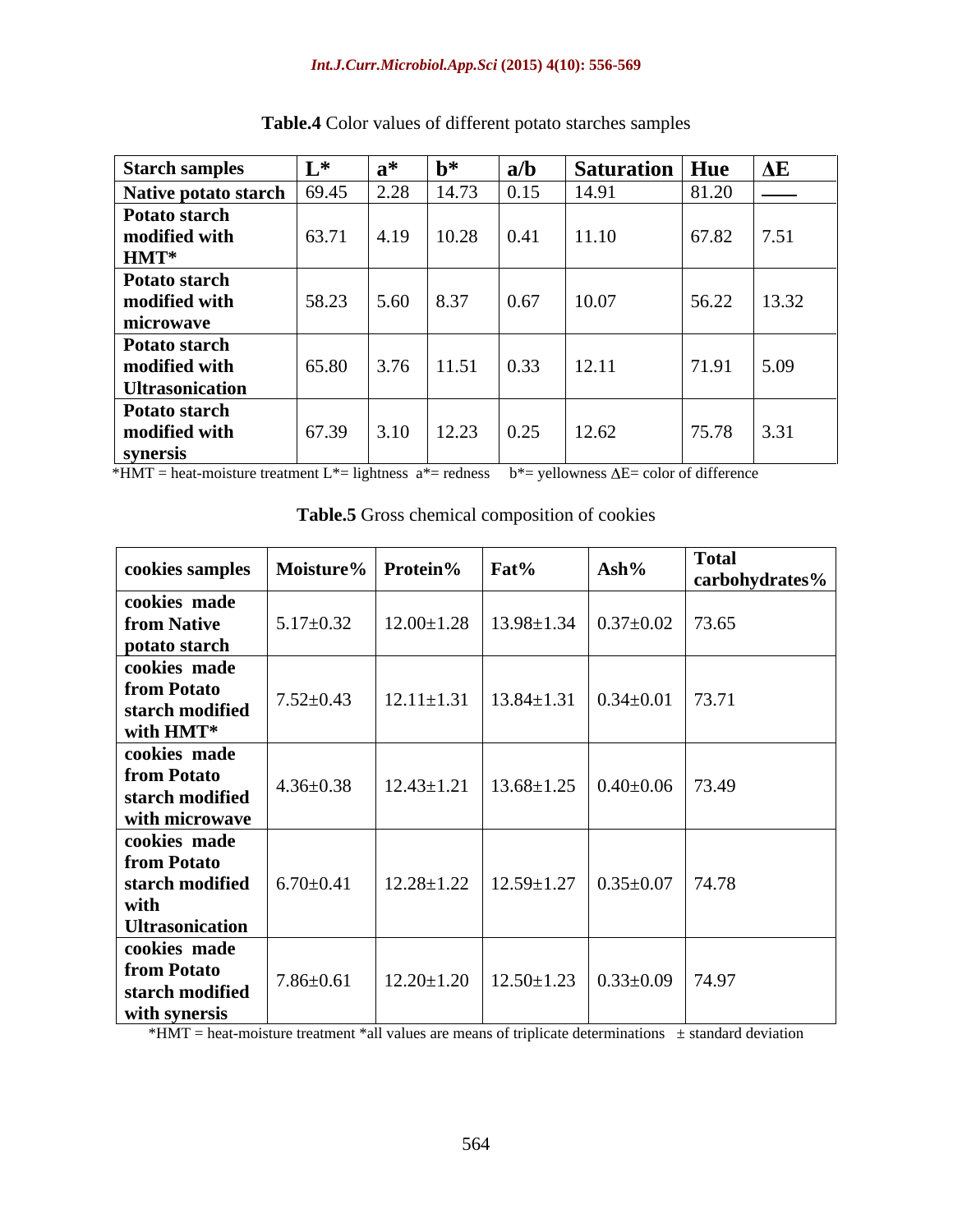**Table.4** Color values of different potato starches samples

| Starch samples | L* | a* | b* | a/b | Saturation | Hue | ΔE |
|---|---|---|---|---|---|---|---|
| Native potato starch | 69.45 | 2.28 | 14.73 | 0.15 | 14.91 | 81.20 | —— |
| Potato starch modified with HMT* | 63.71 | 4.19 | 10.28 | 0.41 | 11.10 | 67.82 | 7.51 |
| Potato starch modified with microwave | 58.23 | 5.60 | 8.37 | 0.67 | 10.07 | 56.22 | 13.32 |
| Potato starch modified with Ultrasonication | 65.80 | 3.76 | 11.51 | 0.33 | 12.11 | 71.91 | 5.09 |
| Potato starch modified with synersis | 67.39 | 3.10 | 12.23 | 0.25 | 12.62 | 75.78 | 3.31 |

*HMT = heat-moisture treatment L*= lightness a*= redness b*= yellowness ΔE= color of difference

**Table.5** Gross chemical composition of cookies

| cookies samples | Moisture% | Protein% | Fat% | Ash% | Total carbohydrates% |
|---|---|---|---|---|---|
| cookies made from Native potato starch | 5.17±0.32 | 12.00±1.28 | 13.98±1.34 | 0.37±0.02 | 73.65 |
| cookies made from Potato starch modified with HMT* | 7.52±0.43 | 12.11±1.31 | 13.84±1.31 | 0.34±0.01 | 73.71 |
| cookies made from Potato starch modified with microwave | 4.36±0.38 | 12.43±1.21 | 13.68±1.25 | 0.40±0.06 | 73.49 |
| cookies made from Potato starch modified with Ultrasonication | 6.70±0.41 | 12.28±1.22 | 12.59±1.27 | 0.35±0.07 | 74.78 |
| cookies made from Potato starch modified with synersis | 7.86±0.61 | 12.20±1.20 | 12.50±1.23 | 0.33±0.09 | 74.97 |

*HMT = heat-moisture treatment *all values are means of triplicate determinations ± standard deviation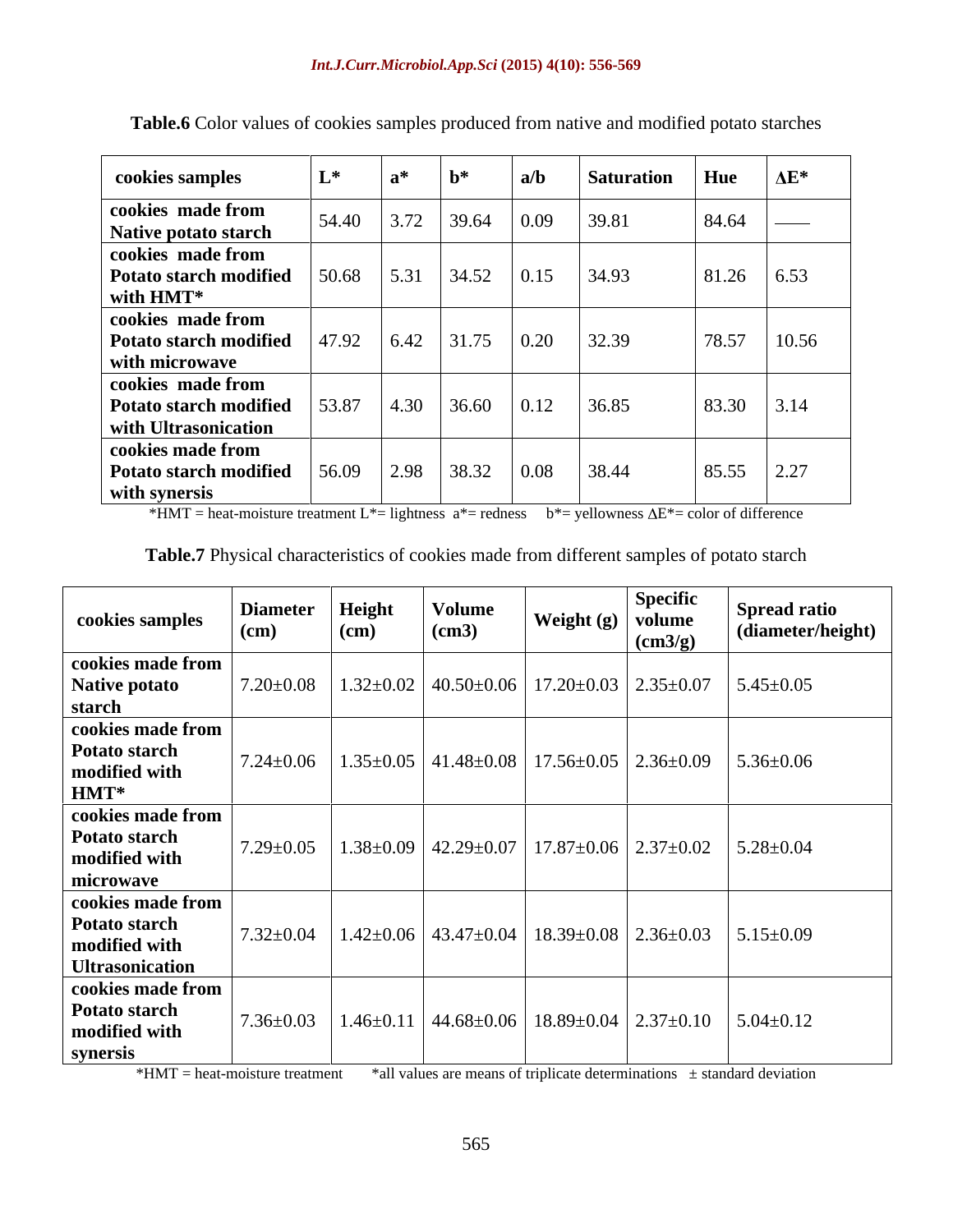**Table.6** Color values of cookies samples produced from native and modified potato starches

| cookies samples | L* | a* | b* | a/b | Saturation | Hue | ΔE* |
|---|---|---|---|---|---|---|---|
| cookies made from Native potato starch | 54.40 | 3.72 | 39.64 | 0.09 | 39.81 | 84.64 | —— |
| cookies made from Potato starch modified with HMT* | 50.68 | 5.31 | 34.52 | 0.15 | 34.93 | 81.26 | 6.53 |
| cookies made from Potato starch modified with microwave | 47.92 | 6.42 | 31.75 | 0.20 | 32.39 | 78.57 | 10.56 |
| cookies made from Potato starch modified with Ultrasonication | 53.87 | 4.30 | 36.60 | 0.12 | 36.85 | 83.30 | 3.14 |
| cookies made from Potato starch modified with synersis | 56.09 | 2.98 | 38.32 | 0.08 | 38.44 | 85.55 | 2.27 |

*HMT = heat-moisture treatment L*= lightness a*= redness b*= yellowness ΔE*= color of difference

**Table.7** Physical characteristics of cookies made from different samples of potato starch

| cookies samples | Diameter (cm) | Height (cm) | Volume (cm3) | Weight (g) | Specific volume (cm3/g) | Spread ratio (diameter/height) |
|---|---|---|---|---|---|---|
| cookies made from Native potato starch | 7.20±0.08 | 1.32±0.02 | 40.50±0.06 | 17.20±0.03 | 2.35±0.07 | 5.45±0.05 |
| cookies made from Potato starch modified with HMT* | 7.24±0.06 | 1.35±0.05 | 41.48±0.08 | 17.56±0.05 | 2.36±0.09 | 5.36±0.06 |
| cookies made from Potato starch modified with microwave | 7.29±0.05 | 1.38±0.09 | 42.29±0.07 | 17.87±0.06 | 2.37±0.02 | 5.28±0.04 |
| cookies made from Potato starch modified with Ultrasonication | 7.32±0.04 | 1.42±0.06 | 43.47±0.04 | 18.39±0.08 | 2.36±0.03 | 5.15±0.09 |
| cookies made from Potato starch modified with synersis | 7.36±0.03 | 1.46±0.11 | 44.68±0.06 | 18.89±0.04 | 2.37±0.10 | 5.04±0.12 |

*HMT = heat-moisture treatment *all values are means of triplicate determinations ± standard deviation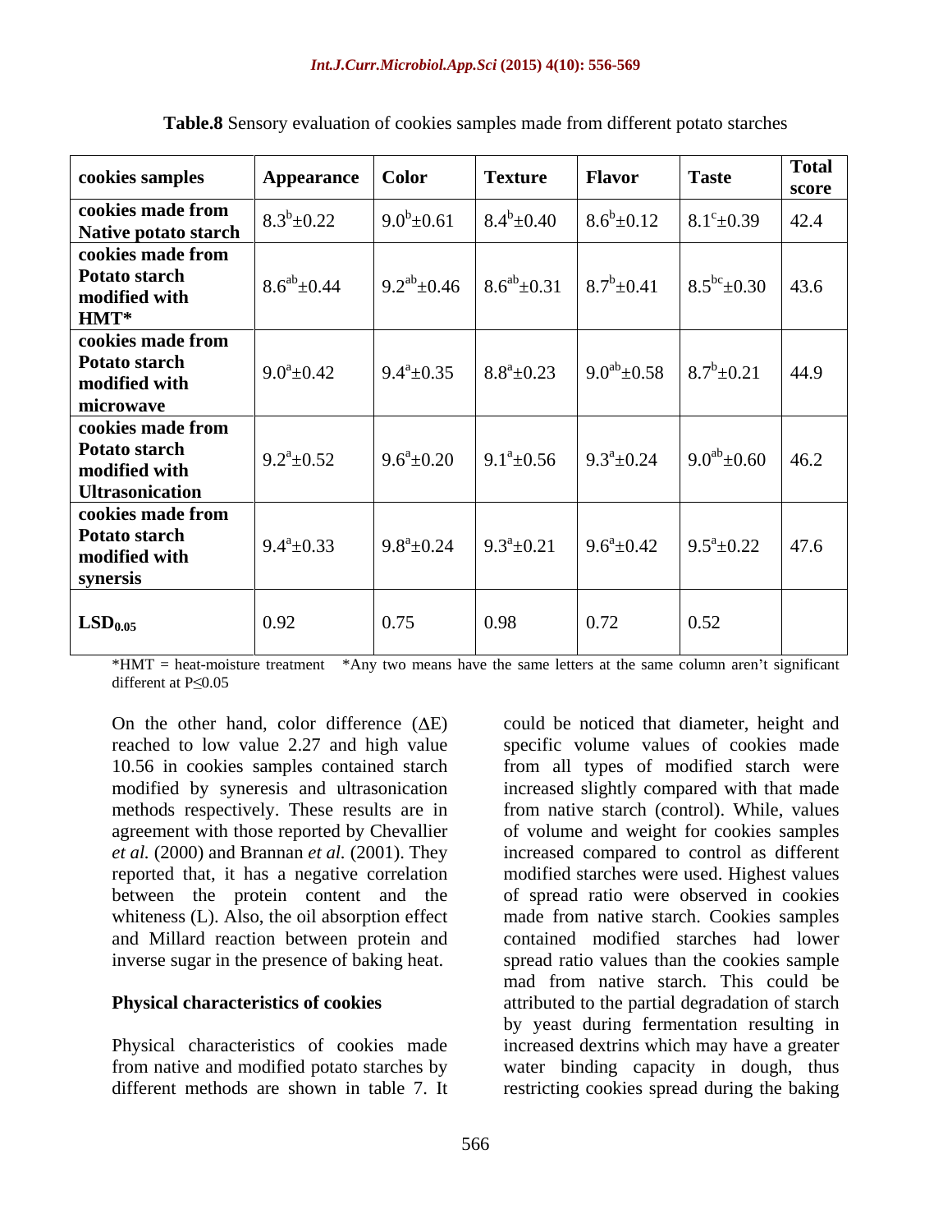**Table.8** Sensory evaluation of cookies samples made from different potato starches

| cookies samples | Appearance | Color | Texture | Flavor | Taste | Total score |
|---|---|---|---|---|---|---|
| **cookies made from Native potato starch** | $8.3^{b}\pm0.22$ | $9.0^{b}\pm0.61$ | $8.4^{b}\pm0.40$ | $8.6^{b}\pm0.12$ | $8.1^{c}\pm0.39$ | 42.4 |
| **cookies made from Potato starch modified with HMT*** | $8.6^{ab}\pm0.44$ | $9.2^{ab}\pm0.46$ | $8.6^{ab}\pm0.31$ | $8.7^{b}\pm0.41$ | $8.5^{bc}\pm0.30$ | 43.6 |
| **cookies made from Potato starch modified with microwave** | $9.0^{a}\pm0.42$ | $9.4^{a}\pm0.35$ | $8.8^{a}\pm0.23$ | $9.0^{ab}\pm0.58$ | $8.7^{b}\pm0.21$ | 44.9 |
| **cookies made from Potato starch modified with Ultrasonication** | $9.2^{a}\pm0.52$ | $9.6^{a}\pm0.20$ | $9.1^{a}\pm0.56$ | $9.3^{a}\pm0.24$ | $9.0^{ab}\pm0.60$ | 46.2 |
| **cookies made from Potato starch modified with synersis** | $9.4^{a}\pm0.33$ | $9.8^{a}\pm0.24$ | $9.3^{a}\pm0.21$ | $9.6^{a}\pm0.42$ | $9.5^{a}\pm0.22$ | 47.6 |
| **$LSD_{0.05}$** | 0.92 | 0.75 | 0.98 | 0.72 | 0.52 | |

*HMT = heat-moisture treatment *Any two means have the same letters at the same column aren't significant different at $P\leq0.05$

On the other hand, color difference ($\Delta E$) reached to low value 2.27 and high value 10.56 in cookies samples contained starch modified by syneresis and ultrasonication methods respectively. These results are in agreement with those reported by Chevallier *et al.* (2000) and Brannan *et al.* (2001). They reported that, it has a negative correlation between the protein content and the whiteness (L). Also, the oil absorption effect and Millard reaction between protein and inverse sugar in the presence of baking heat.

**Physical characteristics of cookies**

Physical characteristics of cookies made from native and modified potato starches by different methods are shown in table 7. It could be noticed that diameter, height and specific volume values of cookies made from all types of modified starch were increased slightly compared with that made from native starch (control). While, values of volume and weight for cookies samples increased compared to control as different modified starches were used. Highest values of spread ratio were observed in cookies made from native starch. Cookies samples contained modified starches had lower spread ratio values than the cookies sample mad from native starch. This could be attributed to the partial degradation of starch by yeast during fermentation resulting in increased dextrins which may have a greater water binding capacity in dough, thus restricting cookies spread during the baking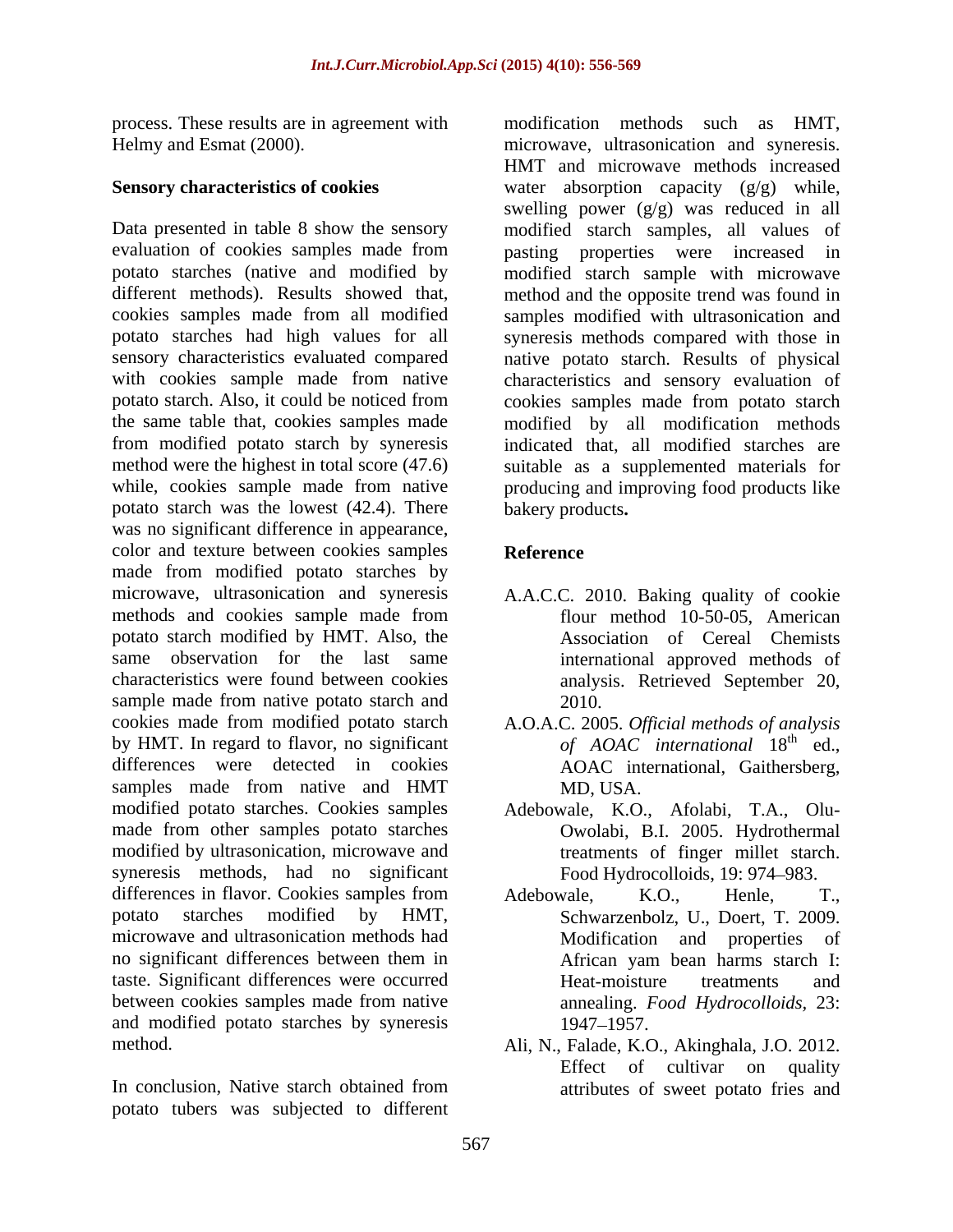process. These results are in agreement with Helmy and Esmat (2000).

**Sensory characteristics of cookies**

Data presented in table 8 show the sensory evaluation of cookies samples made from potato starches (native and modified by different methods). Results showed that, cookies samples made from all modified potato starches had high values for all sensory characteristics evaluated compared with cookies sample made from native potato starch. Also, it could be noticed from the same table that, cookies samples made from modified potato starch by syneresis method were the highest in total score (47.6) while, cookies sample made from native potato starch was the lowest (42.4). There was no significant difference in appearance, color and texture between cookies samples made from modified potato starches by microwave, ultrasonication and syneresis methods and cookies sample made from potato starch modified by HMT. Also, the same observation for the last same characteristics were found between cookies sample made from native potato starch and cookies made from modified potato starch by HMT. In regard to flavor, no significant differences were detected in cookies samples made from native and HMT modified potato starches. Cookies samples made from other samples potato starches modified by ultrasonication, microwave and syneresis methods, had no significant differences in flavor. Cookies samples from potato starches modified by HMT, microwave and ultrasonication methods had no significant differences between them in taste. Significant differences were occurred between cookies samples made from native and modified potato starches by syneresis method.

In conclusion, Native starch obtained from potato tubers was subjected to different modification methods such as HMT, microwave, ultrasonication and syneresis. HMT and microwave methods increased water absorption capacity (g/g) while, swelling power (g/g) was reduced in all modified starch samples, all values of pasting properties were increased in modified starch sample with microwave method and the opposite trend was found in samples modified with ultrasonication and syneresis methods compared with those in native potato starch. Results of physical characteristics and sensory evaluation of cookies samples made from potato starch modified by all modification methods indicated that, all modified starches are suitable as a supplemented materials for producing and improving food products like bakery products**.**

## Reference

A.A.C.C. 2010. Baking quality of cookie flour method 10-50-05, American Association of Cereal Chemists international approved methods of analysis. Retrieved September 20, 2010.

A.O.A.C. 2005. *Official methods of analysis of AOAC international* 18th ed., AOAC international, Gaithersberg, MD, USA.

Adebowale, K.O., Afolabi, T.A., Olu-Owolabi, B.I. 2005. Hydrothermal treatments of finger millet starch. Food Hydrocolloids, 19: 974–983.

Adebowale, K.O., Henle, T., Schwarzenbolz, U., Doert, T. 2009. Modification and properties of African yam bean harms starch I: Heat-moisture treatments and annealing. *Food Hydrocolloids,* 23: 1947–1957.

Ali, N., Falade, K.O., Akinghala, J.O. 2012. Effect of cultivar on quality attributes of sweet potato fries and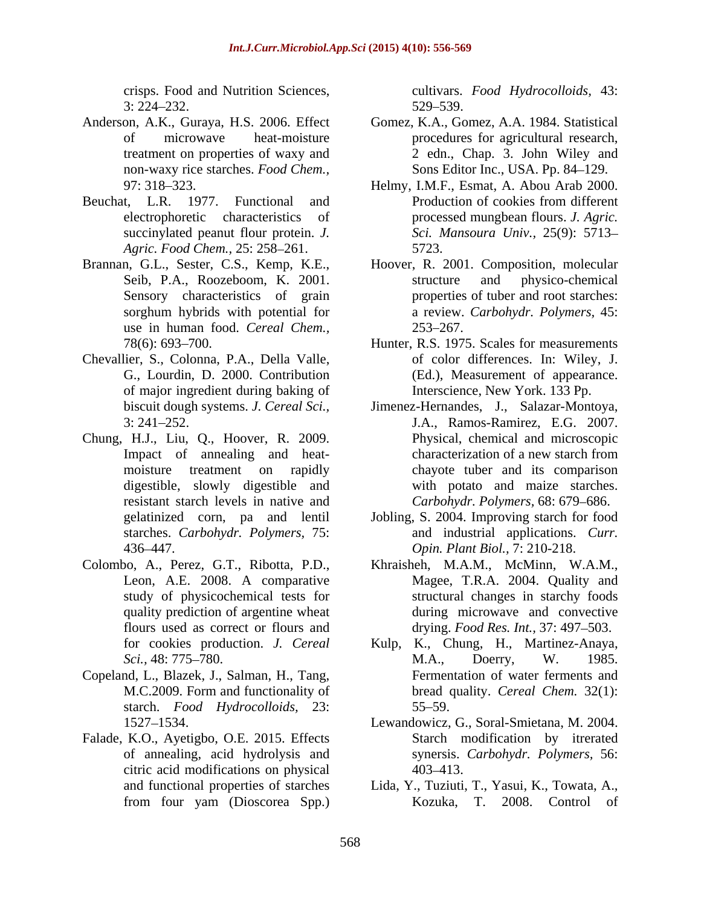crisps. Food and Nutrition Sciences, 3: 224–232.

Anderson, A.K., Guraya, H.S. 2006. Effect of microwave heat-moisture treatment on properties of waxy and non-waxy rice starches. *Food Chem.,* 97: 318–323.

Beuchat, L.R. 1977. Functional and electrophoretic characteristics of succinylated peanut flour protein. *J. Agric. Food Chem.,* 25: 258–261.

Brannan, G.L., Sester, C.S., Kemp, K.E., Seib, P.A., Roozeboom, K. 2001. Sensory characteristics of grain sorghum hybrids with potential for use in human food. *Cereal Chem.,* 78(6): 693–700.

Chevallier, S., Colonna, P.A., Della Valle, G., Lourdin, D. 2000. Contribution of major ingredient during baking of biscuit dough systems. *J. Cereal Sci.,* 3: 241–252.

Chung, H.J., Liu, Q., Hoover, R. 2009. Impact of annealing and heat-moisture treatment on rapidly digestible, slowly digestible and resistant starch levels in native and gelatinized corn, pa and lentil starches. *Carbohydr. Polymers,* 75: 436–447.

Colombo, A., Perez, G.T., Ribotta, P.D., Leon, A.E. 2008. A comparative study of physicochemical tests for quality prediction of argentine wheat flours used as correct or flours and for cookies production. *J. Cereal Sci.,* 48: 775–780.

Copeland, L., Blazek, J., Salman, H., Tang, M.C.2009. Form and functionality of starch. *Food Hydrocolloids,* 23: 1527–1534.

Falade, K.O., Ayetigbo, O.E. 2015. Effects of annealing, acid hydrolysis and citric acid modifications on physical and functional properties of starches from four yam (Dioscorea Spp.) cultivars. *Food Hydrocolloids,* 43: 529–539.

Gomez, K.A., Gomez, A.A. 1984. Statistical procedures for agricultural research, 2 edn., Chap. 3. John Wiley and Sons Editor Inc., USA. Pp. 84–129.

Helmy, I.M.F., Esmat, A. Abou Arab 2000. Production of cookies from different processed mungbean flours. *J. Agric. Sci. Mansoura Univ.,* 25(9): 5713–5723.

Hoover, R. 2001. Composition, molecular structure and physico-chemical properties of tuber and root starches: a review. *Carbohydr. Polymers,* 45: 253–267.

Hunter, R.S. 1975. Scales for measurements of color differences. In: Wiley, J. (Ed.), Measurement of appearance. Interscience, New York. 133 Pp.

Jimenez-Hernandes, J., Salazar-Montoya, J.A., Ramos-Ramirez, E.G. 2007. Physical, chemical and microscopic characterization of a new starch from chayote tuber and its comparison with potato and maize starches. *Carbohydr. Polymers,* 68: 679–686.

Jobling, S. 2004. Improving starch for food and industrial applications. *Curr. Opin. Plant Biol.,* 7: 210-218.

Khraisheh, M.A.M., McMinn, W.A.M., Magee, T.R.A. 2004. Quality and structural changes in starchy foods during microwave and convective drying. *Food Res. Int.,* 37: 497–503.

Kulp, K., Chung, H., Martinez-Anaya, M.A., Doerry, W. 1985. Fermentation of water ferments and bread quality. *Cereal Chem.* 32(1): 55–59.

Lewandowicz, G., Soral-Smietana, M. 2004. Starch modification by itrerated synersis. *Carbohydr. Polymers,* 56: 403–413.

Lida, Y., Tuziuti, T., Yasui, K., Towata, A., Kozuka, T. 2008. Control of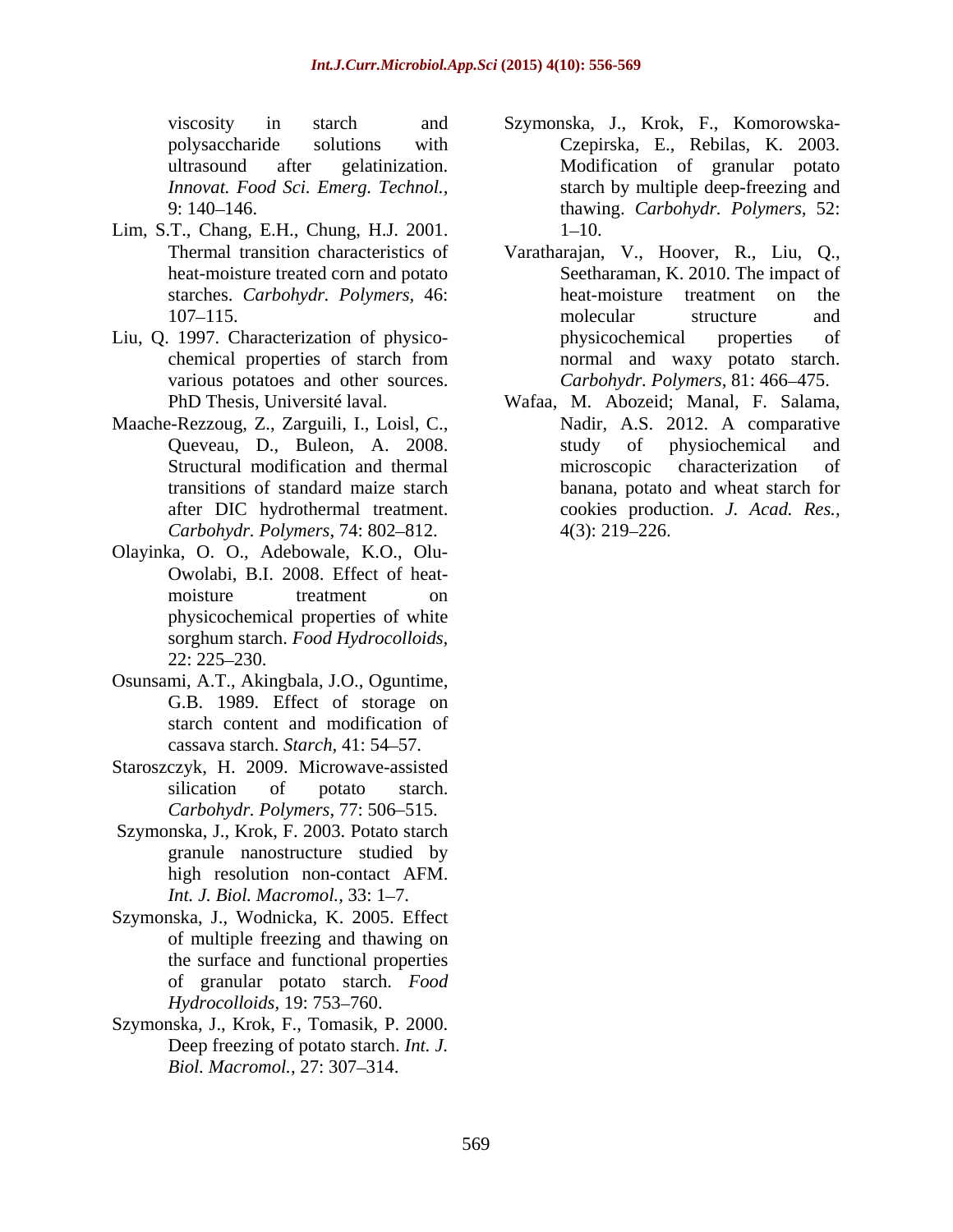viscosity in starch and polysaccharide solutions with ultrasound after gelatinization. *Innovat. Food Sci. Emerg. Technol.,* 9: 140–146.

Lim, S.T., Chang, E.H., Chung, H.J. 2001. Thermal transition characteristics of heat-moisture treated corn and potato starches. *Carbohydr. Polymers,* 46: 107–115.

Liu, Q. 1997. Characterization of physico-chemical properties of starch from various potatoes and other sources. PhD Thesis, Université laval.

Maache-Rezzoug, Z., Zarguili, I., Loisl, C., Queveau, D., Buleon, A. 2008. Structural modification and thermal transitions of standard maize starch after DIC hydrothermal treatment. *Carbohydr. Polymers,* 74: 802–812.

Olayinka, O. O., Adebowale, K.O., Olu-Owolabi, B.I. 2008. Effect of heat-moisture treatment on physicochemical properties of white sorghum starch. *Food Hydrocolloids,* 22: 225–230.

Osunsami, A.T., Akingbala, J.O., Oguntime, G.B. 1989. Effect of storage on starch content and modification of cassava starch. *Starch,* 41: 54–57.

Staroszczyk, H. 2009. Microwave-assisted silication of potato starch. *Carbohydr. Polymers,* 77: 506–515.

Szymonska, J., Krok, F. 2003. Potato starch granule nanostructure studied by high resolution non-contact AFM. *Int. J. Biol. Macromol.,* 33: 1–7.

Szymonska, J., Wodnicka, K. 2005. Effect of multiple freezing and thawing on the surface and functional properties of granular potato starch. *Food Hydrocolloids,* 19: 753–760.

Szymonska, J., Krok, F., Tomasik, P. 2000. Deep freezing of potato starch. *Int. J. Biol. Macromol.,* 27: 307–314.

Szymonska, J., Krok, F., Komorowska-Czepirska, E., Rebilas, K. 2003. Modification of granular potato starch by multiple deep-freezing and thawing. *Carbohydr. Polymers,* 52: 1–10.

Varatharajan, V., Hoover, R., Liu, Q., Seetharaman, K. 2010. The impact of heat-moisture treatment on the molecular structure and physicochemical properties of normal and waxy potato starch. *Carbohydr. Polymers,* 81: 466–475.

Wafaa, M. Abozeid; Manal, F. Salama, Nadir, A.S. 2012. A comparative study of physiochemical and microscopic characterization of banana, potato and wheat starch for cookies production. *J. Acad. Res.,* 4(3): 219–226.